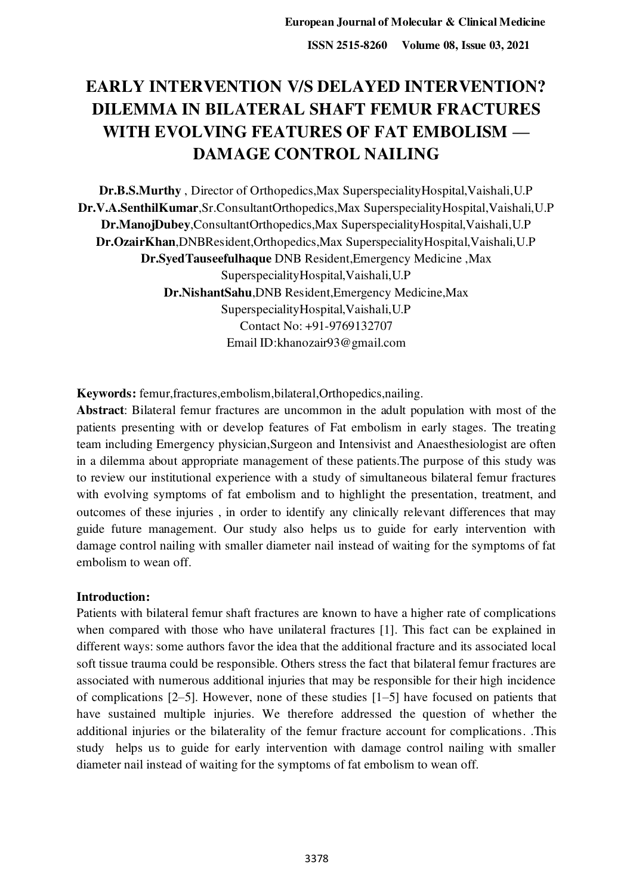# EARLY INTERVENTION V/S DELAYED INTERVENTION? DILEMMA IN BILATERAL SHAFT FEMUR FRACTURES WITH EVOLVING FEATURES OF FAT EMBOLISM — DAMAGE CONTROL NAILING

**Dr.B.S.Murthy** , Director of Orthopedics,Max SuperspecialityHospital,Vaishali,U.P
**Dr.V.A.SenthilKumar**,Sr.ConsultantOrthopedics,Max SuperspecialityHospital,Vaishali,U.P
**Dr.ManojDubey**,ConsultantOrthopedics,Max SuperspecialityHospital,Vaishali,U.P
**Dr.OzairKhan**,DNBResident,Orthopedics,Max SuperspecialityHospital,Vaishali,U.P
**Dr.SyedTauseefulhaque** DNB Resident,Emergency Medicine ,Max SuperspecialityHospital,Vaishali,U.P
**Dr.NishantSahu**,DNB Resident,Emergency Medicine,Max SuperspecialityHospital,Vaishali,U.P
Contact No: +91-9769132707
Email ID:khanozair93@gmail.com

**Keywords:** femur,fractures,embolism,bilateral,Orthopedics,nailing.

**Abstract**: Bilateral femur fractures are uncommon in the adult population with most of the patients presenting with or develop features of Fat embolism in early stages. The treating team including Emergency physician,Surgeon and Intensivist and Anaesthesiologist are often in a dilemma about appropriate management of these patients.The purpose of this study was to review our institutional experience with a study of simultaneous bilateral femur fractures with evolving symptoms of fat embolism and to highlight the presentation, treatment, and outcomes of these injuries , in order to identify any clinically relevant differences that may guide future management. Our study also helps us to guide for early intervention with damage control nailing with smaller diameter nail instead of waiting for the symptoms of fat embolism to wean off.

**Introduction:**

Patients with bilateral femur shaft fractures are known to have a higher rate of complications when compared with those who have unilateral fractures [1]. This fact can be explained in different ways: some authors favor the idea that the additional fracture and its associated local soft tissue trauma could be responsible. Others stress the fact that bilateral femur fractures are associated with numerous additional injuries that may be responsible for their high incidence of complications [2–5]. However, none of these studies [1–5] have focused on patients that have sustained multiple injuries. We therefore addressed the question of whether the additional injuries or the bilaterality of the femur fracture account for complications. .This study helps us to guide for early intervention with damage control nailing with smaller diameter nail instead of waiting for the symptoms of fat embolism to wean off.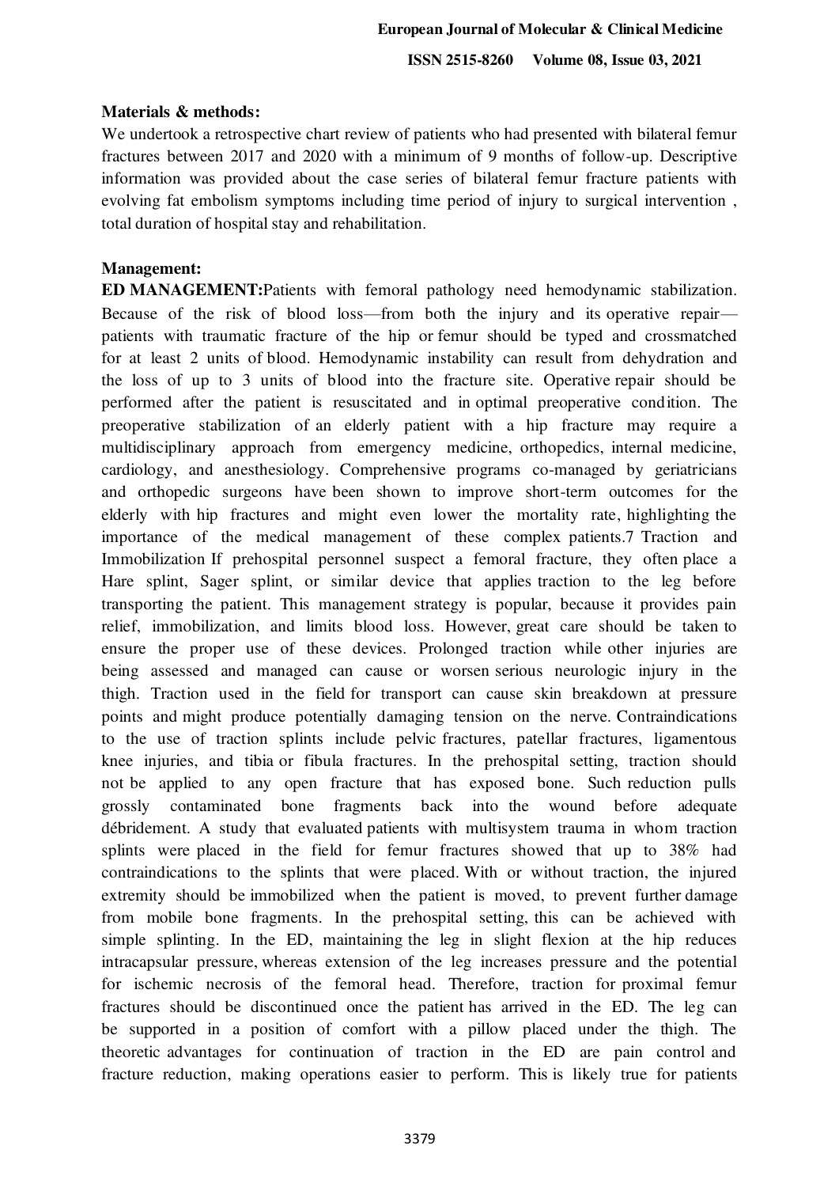**Materials & methods:**

We undertook a retrospective chart review of patients who had presented with bilateral femur fractures between 2017 and 2020 with a minimum of 9 months of follow-up. Descriptive information was provided about the case series of bilateral femur fracture patients with evolving fat embolism symptoms including time period of injury to surgical intervention , total duration of hospital stay and rehabilitation.

**Management:**

**ED MANAGEMENT:** Patients with femoral pathology need hemodynamic stabilization. Because of the risk of blood loss—from both the injury and its operative repair—patients with traumatic fracture of the hip or femur should be typed and crossmatched for at least 2 units of blood. Hemodynamic instability can result from dehydration and the loss of up to 3 units of blood into the fracture site. Operative repair should be performed after the patient is resuscitated and in optimal preoperative condition. The preoperative stabilization of an elderly patient with a hip fracture may require a multidisciplinary approach from emergency medicine, orthopedics, internal medicine, cardiology, and anesthesiology. Comprehensive programs co-managed by geriatricians and orthopedic surgeons have been shown to improve short-term outcomes for the elderly with hip fractures and might even lower the mortality rate, highlighting the importance of the medical management of these complex patients.7 Traction and Immobilization If prehospital personnel suspect a femoral fracture, they often place a Hare splint, Sager splint, or similar device that applies traction to the leg before transporting the patient. This management strategy is popular, because it provides pain relief, immobilization, and limits blood loss. However, great care should be taken to ensure the proper use of these devices. Prolonged traction while other injuries are being assessed and managed can cause or worsen serious neurologic injury in the thigh. Traction used in the field for transport can cause skin breakdown at pressure points and might produce potentially damaging tension on the nerve. Contraindications to the use of traction splints include pelvic fractures, patellar fractures, ligamentous knee injuries, and tibia or fibula fractures. In the prehospital setting, traction should not be applied to any open fracture that has exposed bone. Such reduction pulls grossly contaminated bone fragments back into the wound before adequate débridement. A study that evaluated patients with multisystem trauma in whom traction splints were placed in the field for femur fractures showed that up to 38% had contraindications to the splints that were placed. With or without traction, the injured extremity should be immobilized when the patient is moved, to prevent further damage from mobile bone fragments. In the prehospital setting, this can be achieved with simple splinting. In the ED, maintaining the leg in slight flexion at the hip reduces intracapsular pressure, whereas extension of the leg increases pressure and the potential for ischemic necrosis of the femoral head. Therefore, traction for proximal femur fractures should be discontinued once the patient has arrived in the ED. The leg can be supported in a position of comfort with a pillow placed under the thigh. The theoretic advantages for continuation of traction in the ED are pain control and fracture reduction, making operations easier to perform. This is likely true for patients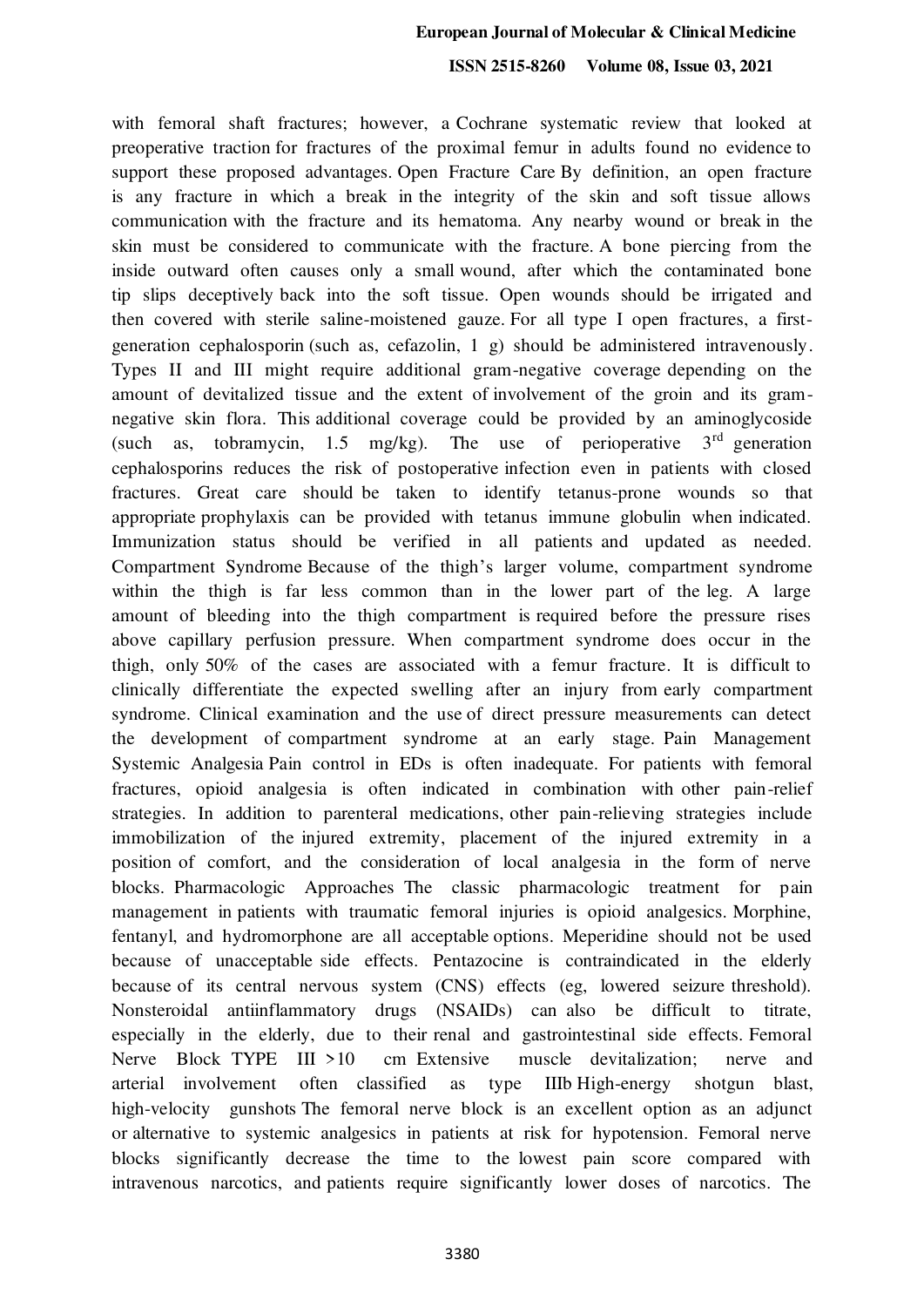with femoral shaft fractures; however, a Cochrane systematic review that looked at preoperative traction for fractures of the proximal femur in adults found no evidence to support these proposed advantages. Open Fracture Care By definition, an open fracture is any fracture in which a break in the integrity of the skin and soft tissue allows communication with the fracture and its hematoma. Any nearby wound or break in the skin must be considered to communicate with the fracture. A bone piercing from the inside outward often causes only a small wound, after which the contaminated bone tip slips deceptively back into the soft tissue. Open wounds should be irrigated and then covered with sterile saline-moistened gauze. For all type I open fractures, a first-generation cephalosporin (such as, cefazolin, 1 g) should be administered intravenously. Types II and III might require additional gram-negative coverage depending on the amount of devitalized tissue and the extent of involvement of the groin and its gram-negative skin flora. This additional coverage could be provided by an aminoglycoside (such as, tobramycin, 1.5 mg/kg). The use of perioperative 3rd generation cephalosporins reduces the risk of postoperative infection even in patients with closed fractures. Great care should be taken to identify tetanus-prone wounds so that appropriate prophylaxis can be provided with tetanus immune globulin when indicated. Immunization status should be verified in all patients and updated as needed. Compartment Syndrome Because of the thigh's larger volume, compartment syndrome within the thigh is far less common than in the lower part of the leg. A large amount of bleeding into the thigh compartment is required before the pressure rises above capillary perfusion pressure. When compartment syndrome does occur in the thigh, only 50% of the cases are associated with a femur fracture. It is difficult to clinically differentiate the expected swelling after an injury from early compartment syndrome. Clinical examination and the use of direct pressure measurements can detect the development of compartment syndrome at an early stage. Pain Management Systemic Analgesia Pain control in EDs is often inadequate. For patients with femoral fractures, opioid analgesia is often indicated in combination with other pain-relief strategies. In addition to parenteral medications, other pain-relieving strategies include immobilization of the injured extremity, placement of the injured extremity in a position of comfort, and the consideration of local analgesia in the form of nerve blocks. Pharmacologic Approaches The classic pharmacologic treatment for pain management in patients with traumatic femoral injuries is opioid analgesics. Morphine, fentanyl, and hydromorphone are all acceptable options. Meperidine should not be used because of unacceptable side effects. Pentazocine is contraindicated in the elderly because of its central nervous system (CNS) effects (eg, lowered seizure threshold). Nonsteroidal antiinflammatory drugs (NSAIDs) can also be difficult to titrate, especially in the elderly, due to their renal and gastrointestinal side effects. Femoral Nerve Block TYPE III >10 cm Extensive muscle devitalization; nerve and arterial involvement often classified as type IIIb High-energy shotgun blast, high-velocity gunshots The femoral nerve block is an excellent option as an adjunct or alternative to systemic analgesics in patients at risk for hypotension. Femoral nerve blocks significantly decrease the time to the lowest pain score compared with intravenous narcotics, and patients require significantly lower doses of narcotics. The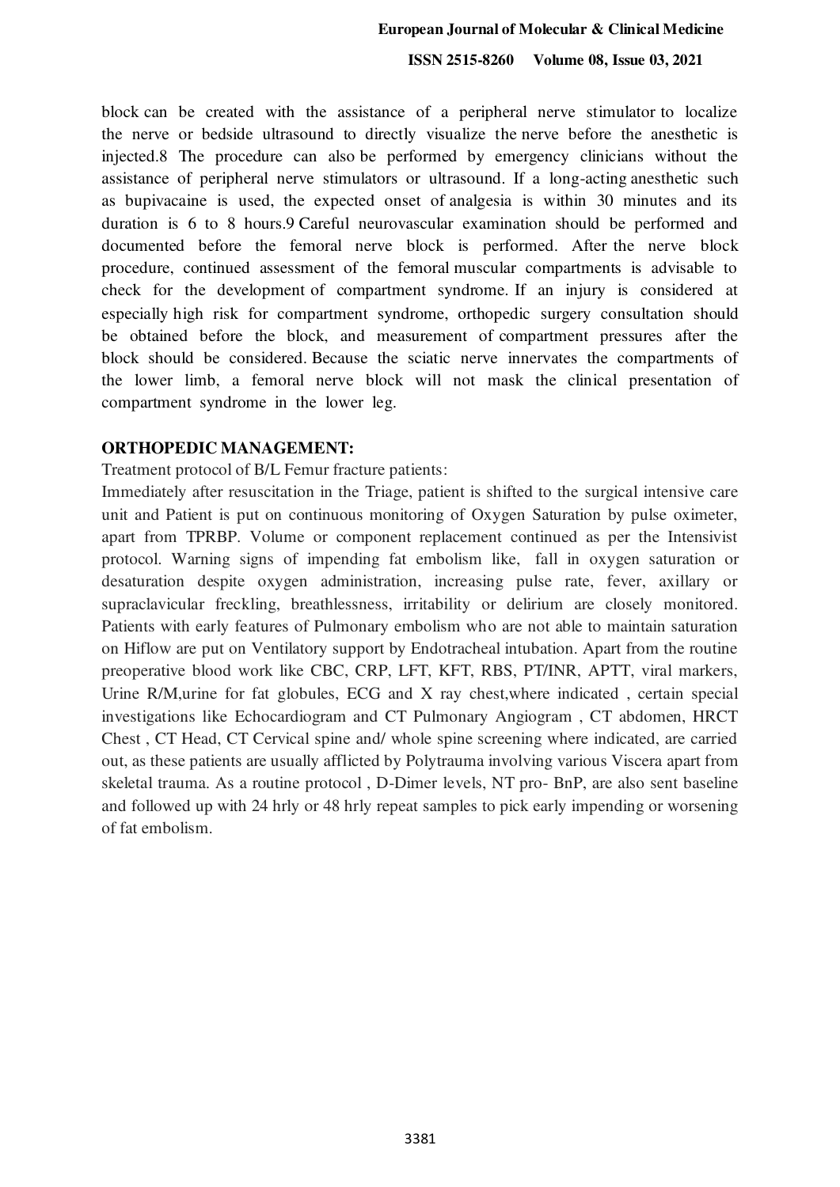block can be created with the assistance of a peripheral nerve stimulator to localize the nerve or bedside ultrasound to directly visualize the nerve before the anesthetic is injected.8 The procedure can also be performed by emergency clinicians without the assistance of peripheral nerve stimulators or ultrasound. If a long-acting anesthetic such as bupivacaine is used, the expected onset of analgesia is within 30 minutes and its duration is 6 to 8 hours.9 Careful neurovascular examination should be performed and documented before the femoral nerve block is performed. After the nerve block procedure, continued assessment of the femoral muscular compartments is advisable to check for the development of compartment syndrome. If an injury is considered at especially high risk for compartment syndrome, orthopedic surgery consultation should be obtained before the block, and measurement of compartment pressures after the block should be considered. Because the sciatic nerve innervates the compartments of the lower limb, a femoral nerve block will not mask the clinical presentation of compartment syndrome in the lower leg.

**ORTHOPEDIC MANAGEMENT:**

Treatment protocol of B/L Femur fracture patients:

Immediately after resuscitation in the Triage, patient is shifted to the surgical intensive care unit and Patient is put on continuous monitoring of Oxygen Saturation by pulse oximeter, apart from TPRBP. Volume or component replacement continued as per the Intensivist protocol. Warning signs of impending fat embolism like, fall in oxygen saturation or desaturation despite oxygen administration, increasing pulse rate, fever, axillary or supraclavicular freckling, breathlessness, irritability or delirium are closely monitored. Patients with early features of Pulmonary embolism who are not able to maintain saturation on Hiflow are put on Ventilatory support by Endotracheal intubation. Apart from the routine preoperative blood work like CBC, CRP, LFT, KFT, RBS, PT/INR, APTT, viral markers, Urine R/M,urine for fat globules, ECG and X ray chest,where indicated , certain special investigations like Echocardiogram and CT Pulmonary Angiogram , CT abdomen, HRCT Chest , CT Head, CT Cervical spine and/ whole spine screening where indicated, are carried out, as these patients are usually afflicted by Polytrauma involving various Viscera apart from skeletal trauma. As a routine protocol , D-Dimer levels, NT pro- BnP, are also sent baseline and followed up with 24 hrly or 48 hrly repeat samples to pick early impending or worsening of fat embolism.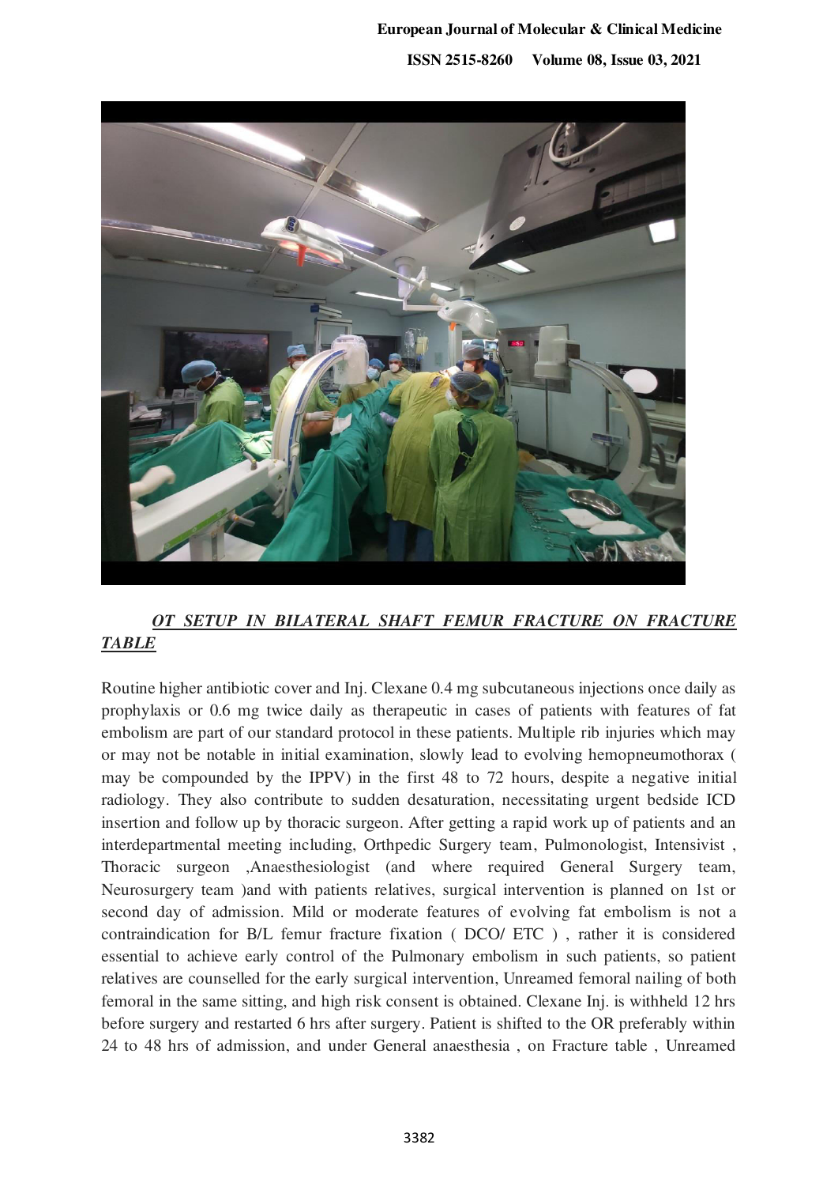***OT SETUP IN BILATERAL SHAFT FEMUR FRACTURE ON FRACTURE TABLE***

Routine higher antibiotic cover and Inj. Clexane 0.4 mg subcutaneous injections once daily as prophylaxis or 0.6 mg twice daily as therapeutic in cases of patients with features of fat embolism are part of our standard protocol in these patients. Multiple rib injuries which may or may not be notable in initial examination, slowly lead to evolving hemopneumothorax ( may be compounded by the IPPV) in the first 48 to 72 hours, despite a negative initial radiology. They also contribute to sudden desaturation, necessitating urgent bedside ICD insertion and follow up by thoracic surgeon. After getting a rapid work up of patients and an interdepartmental meeting including, Orthpedic Surgery team, Pulmonologist, Intensivist , Thoracic surgeon ,Anaesthesiologist (and where required General Surgery team, Neurosurgery team )and with patients relatives, surgical intervention is planned on 1st or second day of admission. Mild or moderate features of evolving fat embolism is not a contraindication for B/L femur fracture fixation ( DCO/ ETC ) , rather it is considered essential to achieve early control of the Pulmonary embolism in such patients, so patient relatives are counselled for the early surgical intervention, Unreamed femoral nailing of both femoral in the same sitting, and high risk consent is obtained. Clexane Inj. is withheld 12 hrs before surgery and restarted 6 hrs after surgery. Patient is shifted to the OR preferably within 24 to 48 hrs of admission, and under General anaesthesia , on Fracture table , Unreamed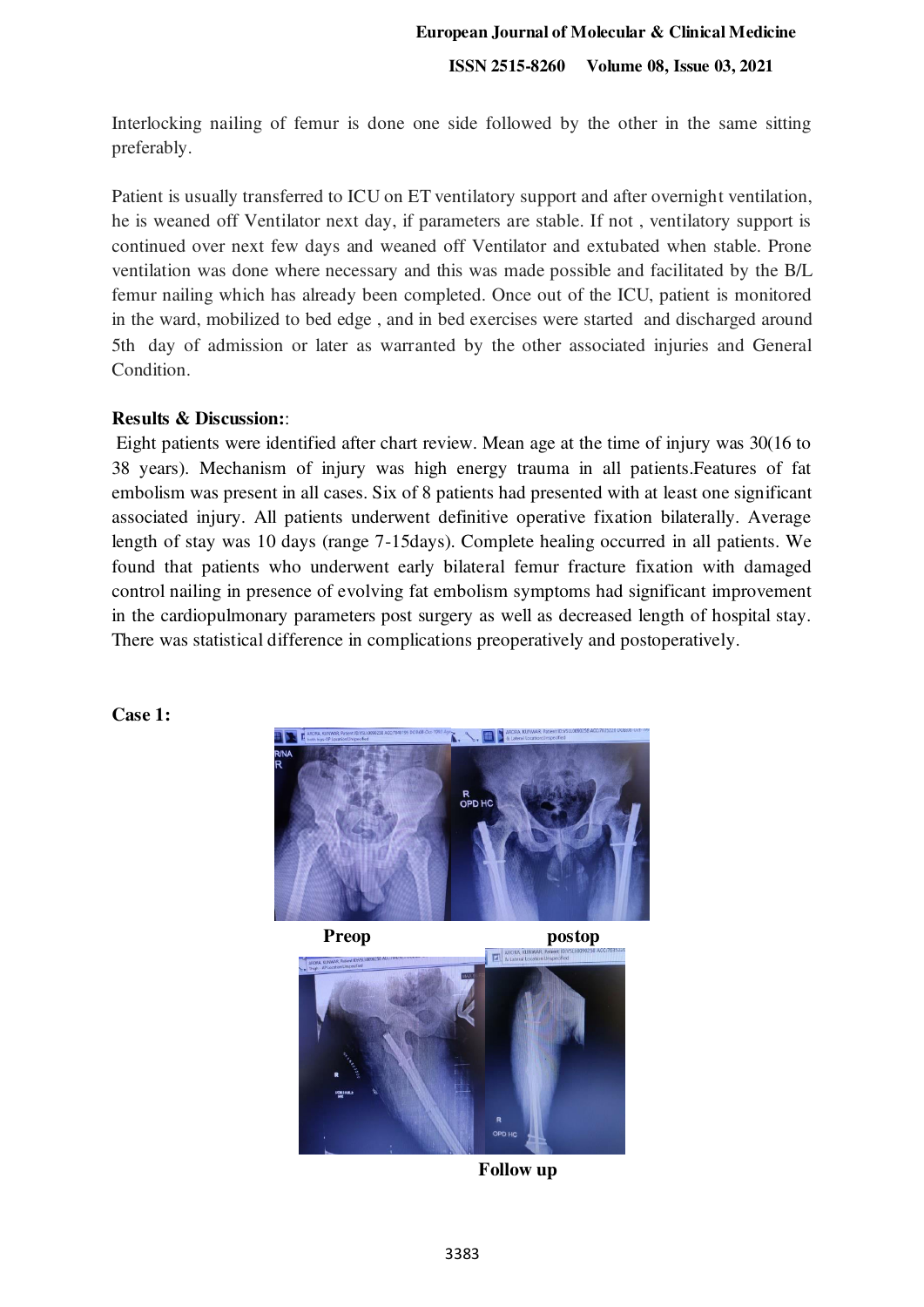Interlocking nailing of femur is done one side followed by the other in the same sitting preferably.

Patient is usually transferred to ICU on ET ventilatory support and after overnight ventilation, he is weaned off Ventilator next day, if parameters are stable. If not , ventilatory support is continued over next few days and weaned off Ventilator and extubated when stable. Prone ventilation was done where necessary and this was made possible and facilitated by the B/L femur nailing which has already been completed. Once out of the ICU, patient is monitored in the ward, mobilized to bed edge , and in bed exercises were started and discharged around 5th day of admission or later as warranted by the other associated injuries and General Condition.

**Results & Discussion:**:

Eight patients were identified after chart review. Mean age at the time of injury was 30(16 to 38 years). Mechanism of injury was high energy trauma in all patients.Features of fat embolism was present in all cases. Six of 8 patients had presented with at least one significant associated injury. All patients underwent definitive operative fixation bilaterally. Average length of stay was 10 days (range 7-15days). Complete healing occurred in all patients. We found that patients who underwent early bilateral femur fracture fixation with damaged control nailing in presence of evolving fat embolism symptoms had significant improvement in the cardiopulmonary parameters post surgery as well as decreased length of hospital stay. There was statistical difference in complications preoperatively and postoperatively.

**Case 1:**

**Preop** **postop**

**Follow up**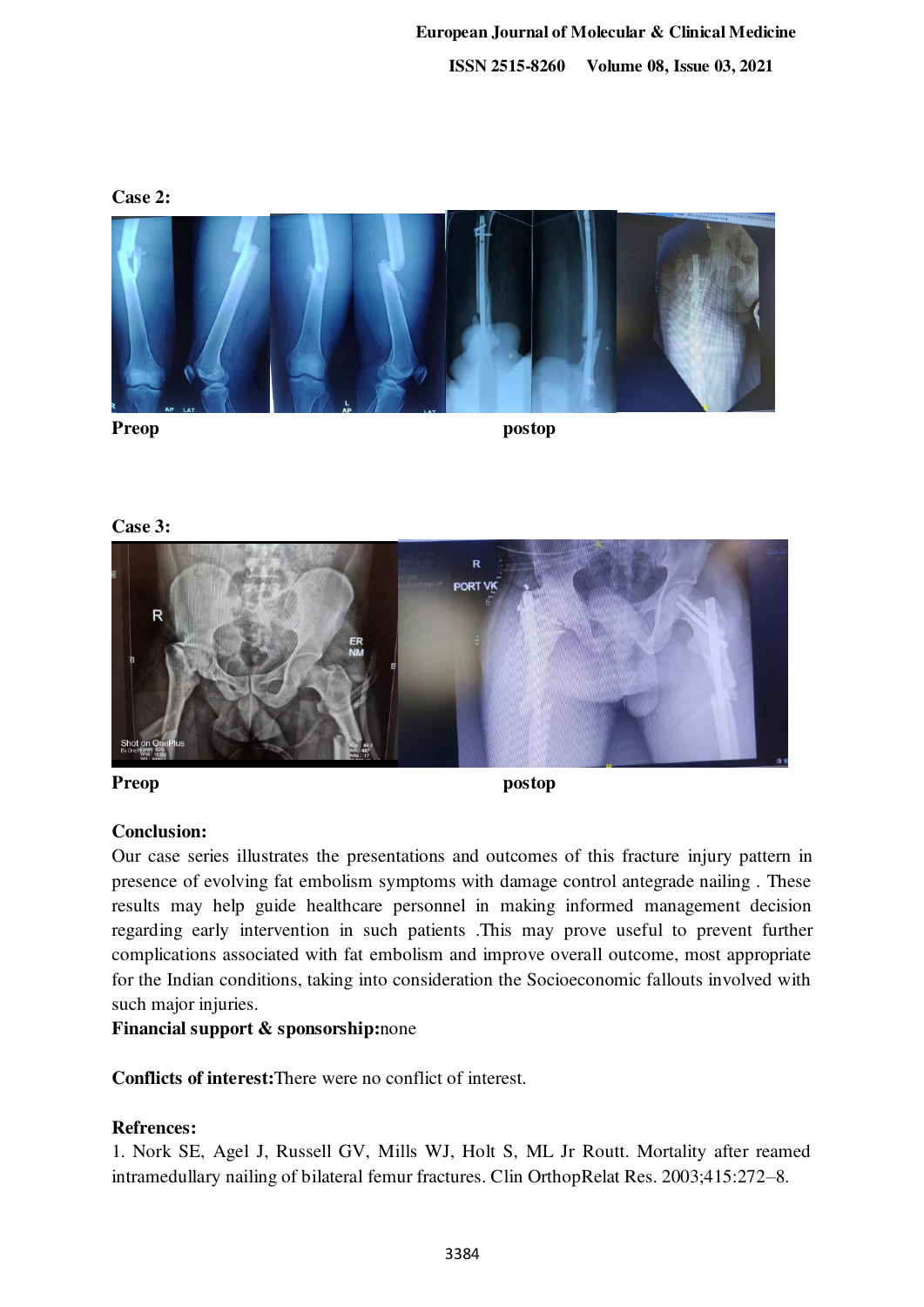**Case 2:**

**Preop** postop

**Case 3:**

**Preop** postop

**Conclusion:**

Our case series illustrates the presentations and outcomes of this fracture injury pattern in presence of evolving fat embolism symptoms with damage control antegrade nailing . These results may help guide healthcare personnel in making informed management decision regarding early intervention in such patients .This may prove useful to prevent further complications associated with fat embolism and improve overall outcome, most appropriate for the Indian conditions, taking into consideration the Socioeconomic fallouts involved with such major injuries.

**Financial support & sponsorship:**none

**Conflicts of interest:**There were no conflict of interest.

**Refrences:**

1. Nork SE, Agel J, Russell GV, Mills WJ, Holt S, ML Jr Routt. Mortality after reamed intramedullary nailing of bilateral femur fractures. Clin OrthopRelat Res. 2003;415:272–8.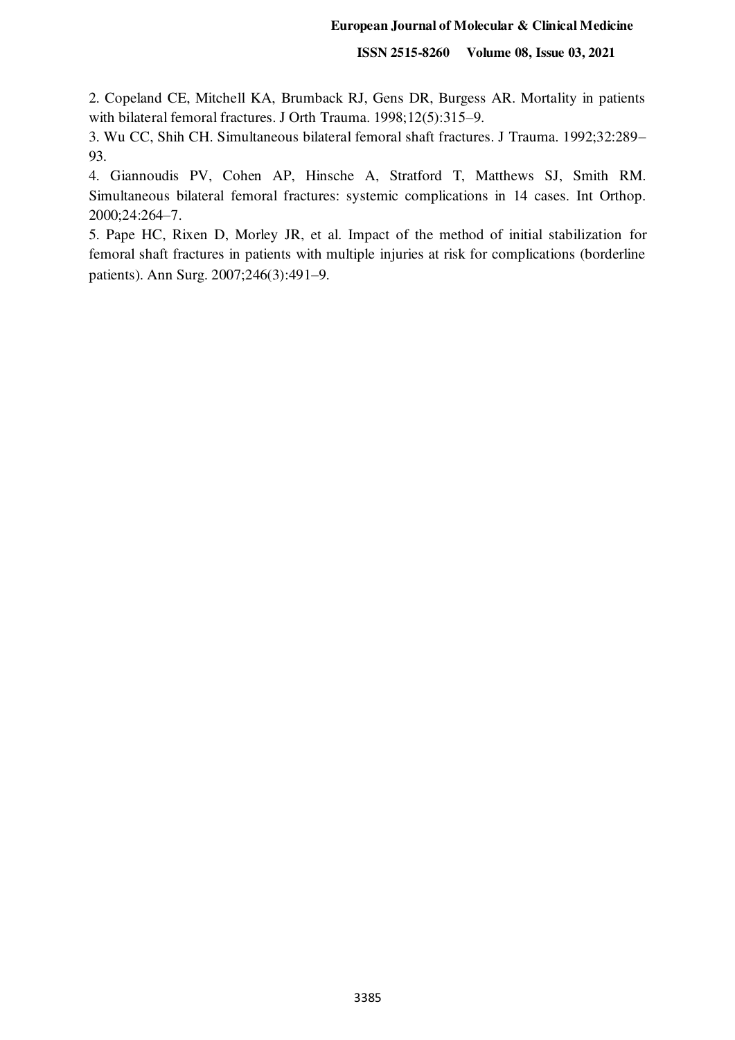2. Copeland CE, Mitchell KA, Brumback RJ, Gens DR, Burgess AR. Mortality in patients with bilateral femoral fractures. J Orth Trauma. 1998;12(5):315–9.

3. Wu CC, Shih CH. Simultaneous bilateral femoral shaft fractures. J Trauma. 1992;32:289–93.

4. Giannoudis PV, Cohen AP, Hinsche A, Stratford T, Matthews SJ, Smith RM. Simultaneous bilateral femoral fractures: systemic complications in 14 cases. Int Orthop. 2000;24:264–7.

5. Pape HC, Rixen D, Morley JR, et al. Impact of the method of initial stabilization for femoral shaft fractures in patients with multiple injuries at risk for complications (borderline patients). Ann Surg. 2007;246(3):491–9.